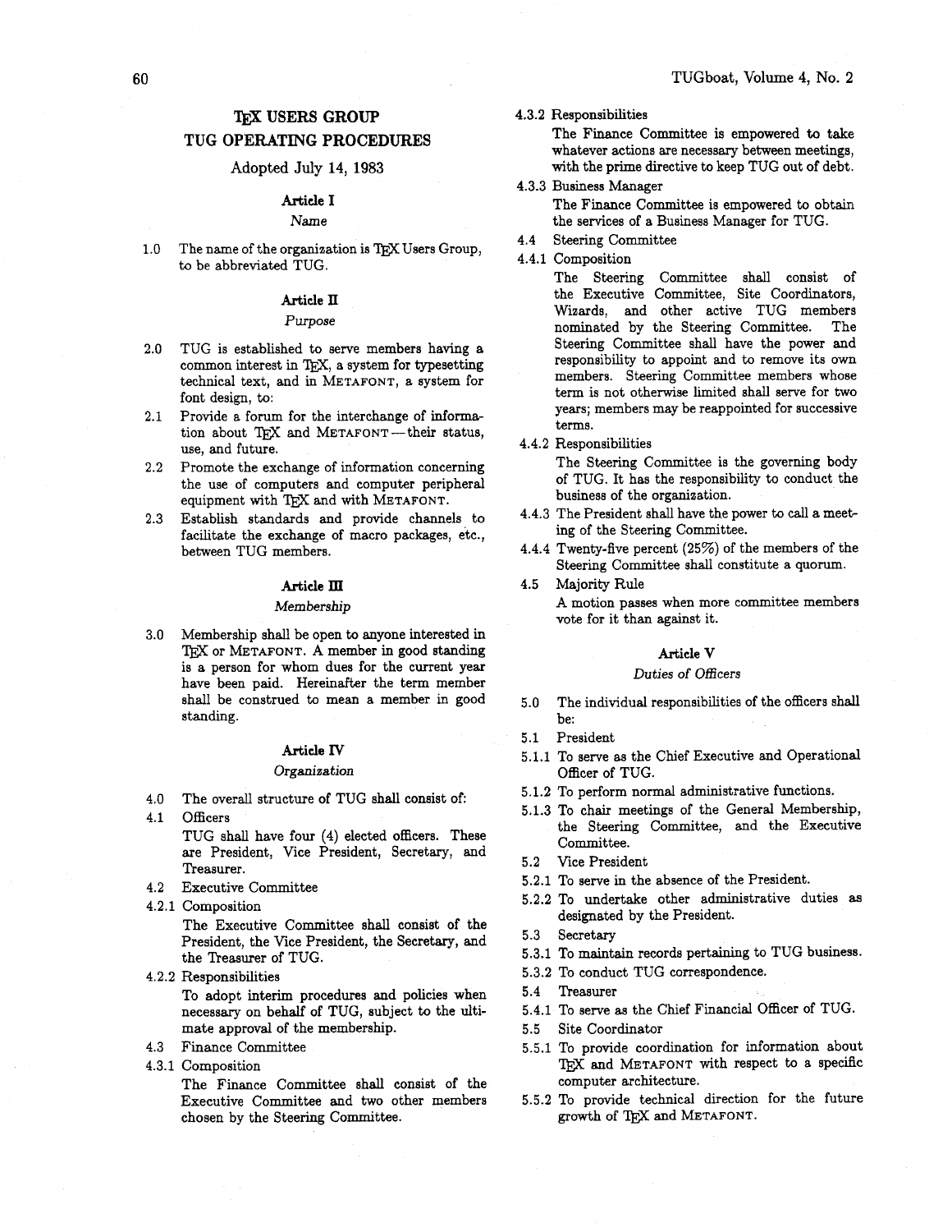# TeX USERS GROUP

# TUG OPERATING PROCEDURES

Adopted July 14, 1983

## Article I

*Name*

1.0 The name of the organization is TeX Users Group, to be abbreviated TUG.

## Article II

*Purpose*

2.0 TUG is established to serve members having a common interest in TeX, a system for typesetting technical text, and in METAFONT, a system for font design, to:

2.1 Provide a forum for the interchange of information about TeX and METAFONT — their status, use, and future.

2.2 Promote the exchange of information concerning the use of computers and computer peripheral equipment with TeX and with METAFONT.

2.3 Establish standards and provide channels to facilitate the exchange of macro packages, etc., between TUG members.

## Article III

*Membership*

3.0 Membership shall be open to anyone interested in TeX or METAFONT. A member in good standing is a person for whom dues for the current year have been paid. Hereinafter the term member shall be construed to mean a member in good standing.

## Article IV

*Organization*

4.0 The overall structure of TUG shall consist of:

4.1 Officers

TUG shall have four (4) elected officers. These are President, Vice President, Secretary, and Treasurer.

4.2 Executive Committee

4.2.1 Composition

The Executive Committee shall consist of the President, the Vice President, the Secretary, and the Treasurer of TUG.

4.2.2 Responsibilities

To adopt interim procedures and policies when necessary on behalf of TUG, subject to the ultimate approval of the membership.

4.3 Finance Committee

4.3.1 Composition

The Finance Committee shall consist of the Executive Committee and two other members chosen by the Steering Committee.

4.3.2 Responsibilities

The Finance Committee is empowered to take whatever actions are necessary between meetings, with the prime directive to keep TUG out of debt.

4.3.3 Business Manager

The Finance Committee is empowered to obtain the services of a Business Manager for TUG.

4.4 Steering Committee

4.4.1 Composition

The Steering Committee shall consist of the Executive Committee, Site Coordinators, Wizards, and other active TUG members nominated by the Steering Committee. The Steering Committee shall have the power and responsibility to appoint and to remove its own members. Steering Committee members whose term is not otherwise limited shall serve for two years; members may be reappointed for successive terms.

4.4.2 Responsibilities

The Steering Committee is the governing body of TUG. It has the responsibility to conduct the business of the organization.

4.4.3 The President shall have the power to call a meeting of the Steering Committee.

4.4.4 Twenty-five percent (25%) of the members of the Steering Committee shall constitute a quorum.

4.5 Majority Rule

A motion passes when more committee members vote for it than against it.

## Article V

*Duties of Officers*

5.0 The individual responsibilities of the officers shall be:

5.1 President

5.1.1 To serve as the Chief Executive and Operational Officer of TUG.

5.1.2 To perform normal administrative functions.

5.1.3 To chair meetings of the General Membership, the Steering Committee, and the Executive Committee.

5.2 Vice President

5.2.1 To serve in the absence of the President.

5.2.2 To undertake other administrative duties as designated by the President.

5.3 Secretary

5.3.1 To maintain records pertaining to TUG business.

5.3.2 To conduct TUG correspondence.

5.4 Treasurer

5.4.1 To serve as the Chief Financial Officer of TUG.

5.5 Site Coordinator

5.5.1 To provide coordination for information about TeX and METAFONT with respect to a specific computer architecture.

5.5.2 To provide technical direction for the future growth of TeX and METAFONT.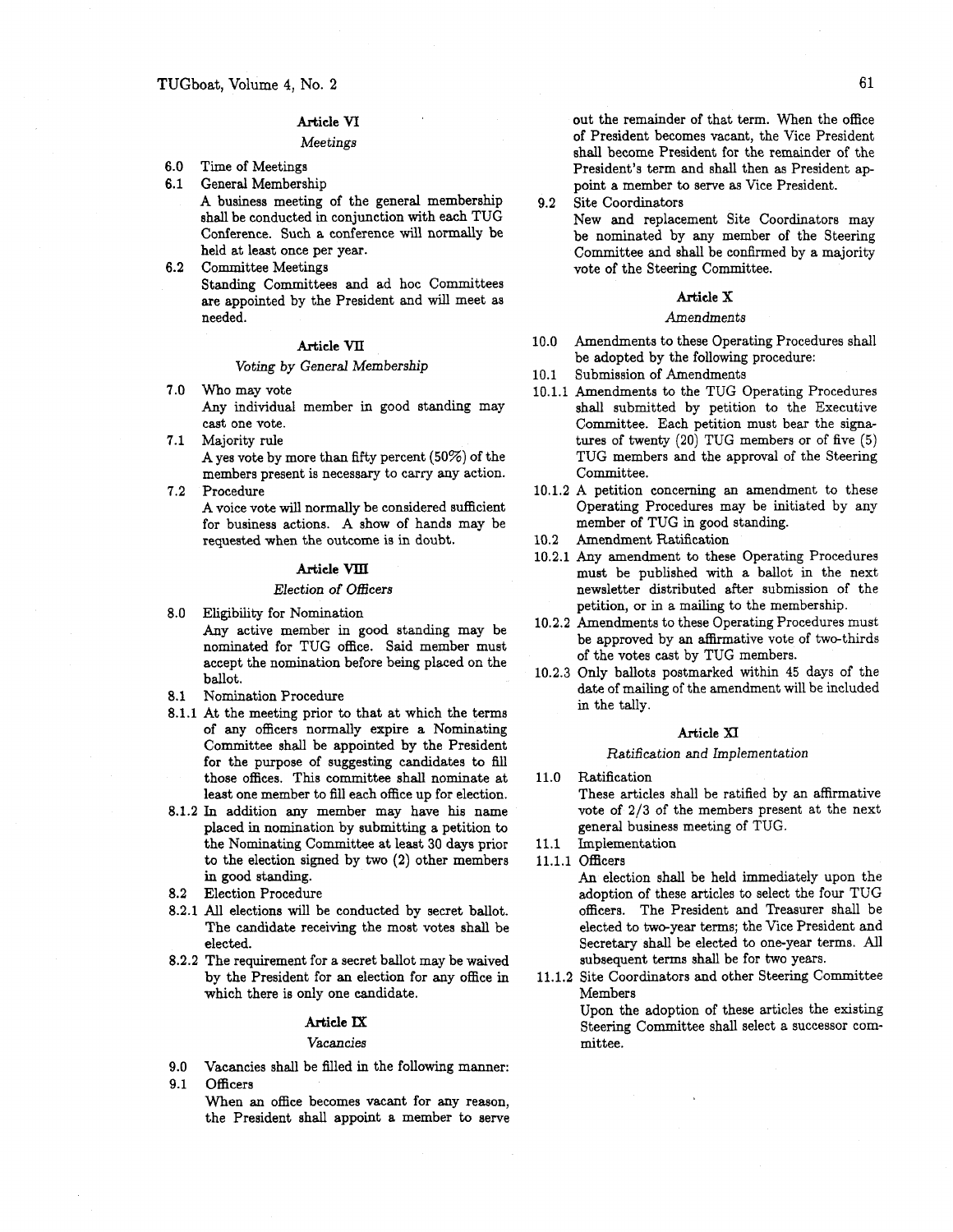### Article VI

*Meetings*

6.0 Time of Meetings

6.1 General Membership

A business meeting of the general membership shall be conducted in conjunction with each TUG Conference. Such a conference will normally be held at least once per year.

6.2 Committee Meetings

Standing Committees and ad hoc Committees are appointed by the President and will meet as needed.

### Article VII

*Voting by General Membership*

7.0 Who may vote

Any individual member in good standing may cast one vote.

7.1 Majority rule

A yes vote by more than fifty percent (50%) of the members present is necessary to carry any action.

7.2 Procedure

A voice vote will normally be considered sufficient for business actions. A show of hands may be requested when the outcome is in doubt.

### Article VIII

*Election of Officers*

8.0 Eligibility for Nomination

Any active member in good standing may be nominated for TUG office. Said member must accept the nomination before being placed on the ballot.

8.1 Nomination Procedure

8.1.1 At the meeting prior to that at which the terms of any officers normally expire a Nominating Committee shall be appointed by the President for the purpose of suggesting candidates to fill those offices. This committee shall nominate at least one member to fill each office up for election.

8.1.2 In addition any member may have his name placed in nomination by submitting a petition to the Nominating Committee at least 30 days prior to the election signed by two (2) other members in good standing.

8.2 Election Procedure

8.2.1 All elections will be conducted by secret ballot. The candidate receiving the most votes shall be elected.

8.2.2 The requirement for a secret ballot may be waived by the President for an election for any office in which there is only one candidate.

### Article IX

*Vacancies*

9.0 Vacancies shall be filled in the following manner:

9.1 Officers

When an office becomes vacant for any reason, the President shall appoint a member to serve out the remainder of that term. When the office of President becomes vacant, the Vice President shall become President for the remainder of the President's term and shall then as President appoint a member to serve as Vice President.

9.2 Site Coordinators

New and replacement Site Coordinators may be nominated by any member of the Steering Committee and shall be confirmed by a majority vote of the Steering Committee.

### Article X

*Amendments*

10.0 Amendments to these Operating Procedures shall be adopted by the following procedure:

10.1 Submission of Amendments

10.1.1 Amendments to the TUG Operating Procedures shall submitted by petition to the Executive Committee. Each petition must bear the signatures of twenty (20) TUG members or of five (5) TUG members and the approval of the Steering Committee.

10.1.2 A petition concerning an amendment to these Operating Procedures may be initiated by any member of TUG in good standing.

10.2 Amendment Ratification

10.2.1 Any amendment to these Operating Procedures must be published with a ballot in the next newsletter distributed after submission of the petition, or in a mailing to the membership.

10.2.2 Amendments to these Operating Procedures must be approved by an affirmative vote of two-thirds of the votes cast by TUG members.

10.2.3 Only ballots postmarked within 45 days of the date of mailing of the amendment will be included in the tally.

### Article XI

*Ratification and Implementation*

11.0 Ratification

These articles shall be ratified by an affirmative vote of 2/3 of the members present at the next general business meeting of TUG.

11.1 Implementation

11.1.1 Officers

An election shall be held immediately upon the adoption of these articles to select the four TUG officers. The President and Treasurer shall be elected to two-year terms; the Vice President and Secretary shall be elected to one-year terms. All subsequent terms shall be for two years.

11.1.2 Site Coordinators and other Steering Committee Members

Upon the adoption of these articles the existing Steering Committee shall select a successor committee.